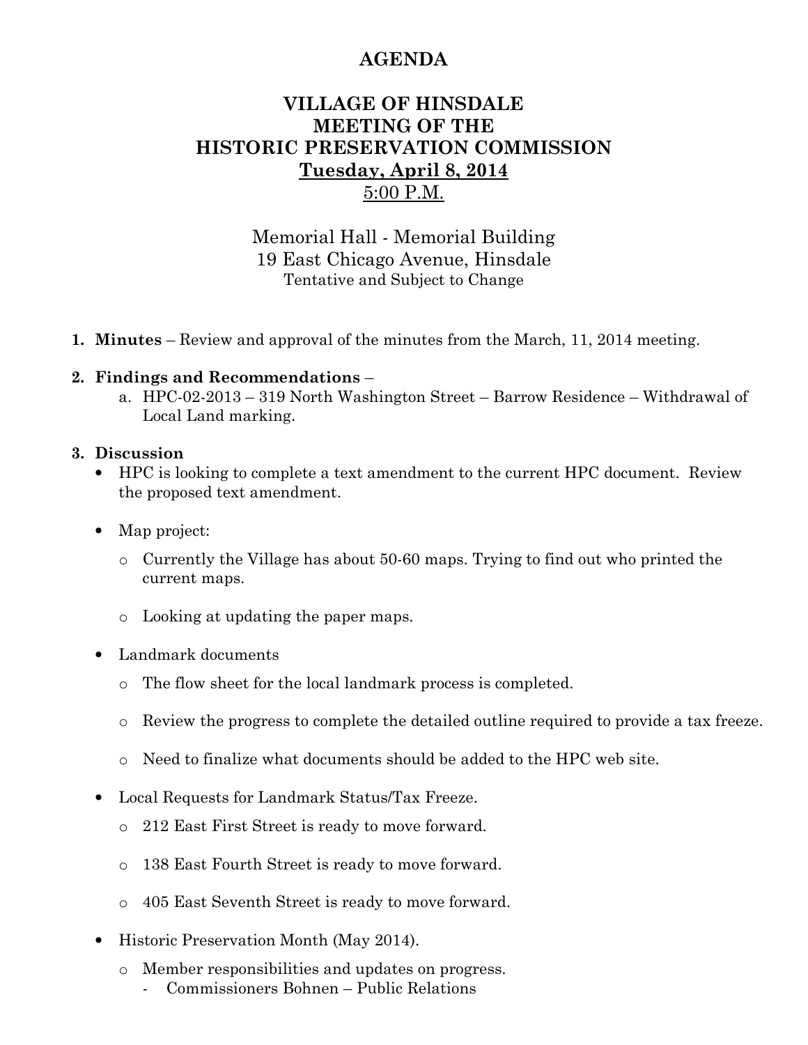# AGENDA

## VILLAGE OF HINSDALE
## MEETING OF THE
## HISTORIC PRESERVATION COMMISSION
## Tuesday, April 8, 2014
## 5:00 P.M.

Memorial Hall - Memorial Building
19 East Chicago Avenue, Hinsdale
Tentative and Subject to Change

1. **Minutes** – Review and approval of the minutes from the March, 11, 2014 meeting.

2. **Findings and Recommendations** –
   a. HPC-02-2013 – 319 North Washington Street – Barrow Residence – Withdrawal of Local Land marking.

3. **Discussion**
   - HPC is looking to complete a text amendment to the current HPC document. Review the proposed text amendment.
   - Map project:
     - Currently the Village has about 50-60 maps. Trying to find out who printed the current maps.
     - Looking at updating the paper maps.
   - Landmark documents
     - The flow sheet for the local landmark process is completed.
     - Review the progress to complete the detailed outline required to provide a tax freeze.
     - Need to finalize what documents should be added to the HPC web site.
   - Local Requests for Landmark Status/Tax Freeze.
     - 212 East First Street is ready to move forward.
     - 138 East Fourth Street is ready to move forward.
     - 405 East Seventh Street is ready to move forward.
   - Historic Preservation Month (May 2014).
     - Member responsibilities and updates on progress.
       - Commissioners Bohnen – Public Relations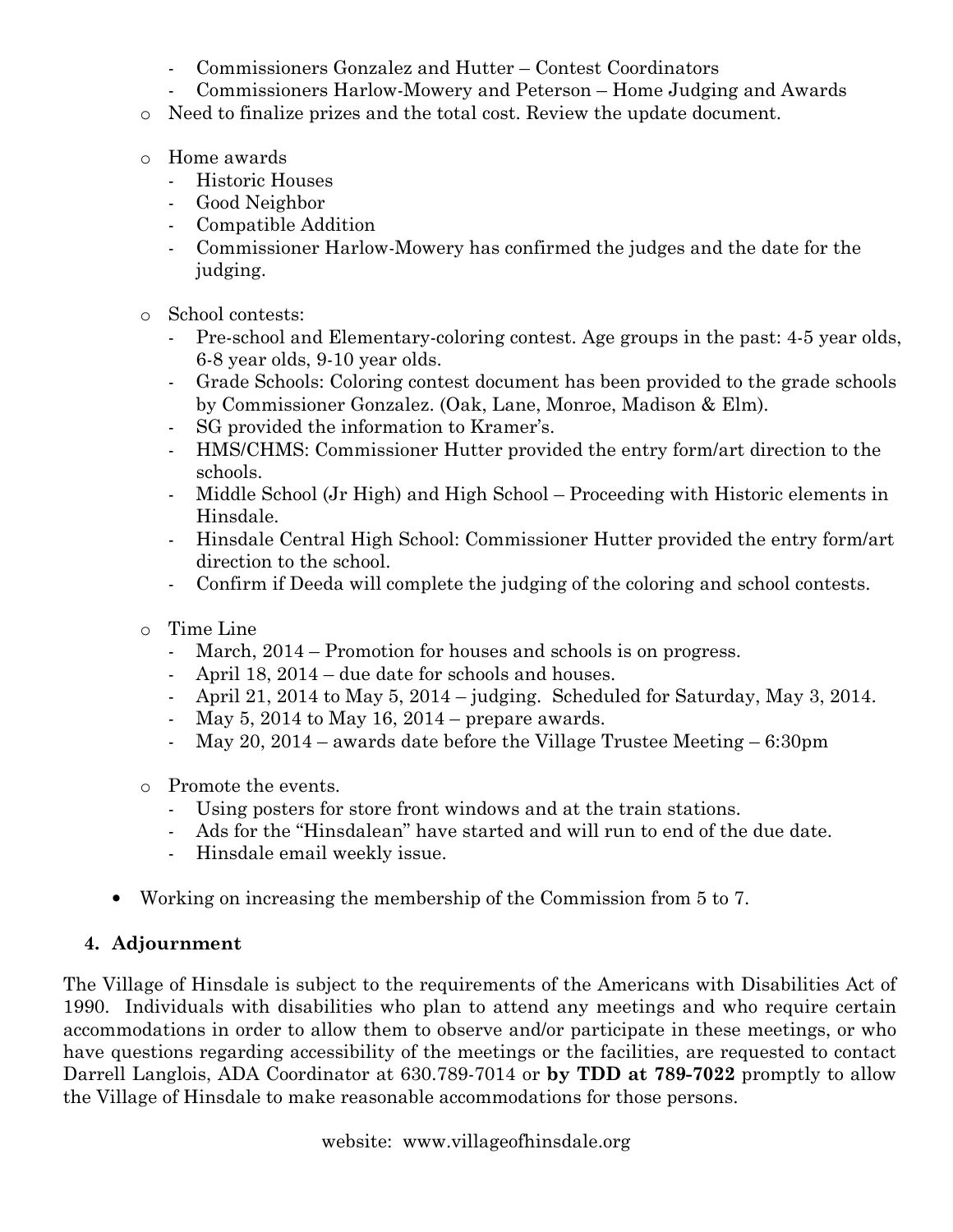- Commissioners Gonzalez and Hutter – Contest Coordinators
  - Commissioners Harlow-Mowery and Peterson – Home Judging and Awards
- Need to finalize prizes and the total cost. Review the update document.

- Home awards
  - Historic Houses
  - Good Neighbor
  - Compatible Addition
  - Commissioner Harlow-Mowery has confirmed the judges and the date for the judging.

- School contests:
  - Pre-school and Elementary-coloring contest. Age groups in the past: 4-5 year olds, 6-8 year olds, 9-10 year olds.
  - Grade Schools: Coloring contest document has been provided to the grade schools by Commissioner Gonzalez. (Oak, Lane, Monroe, Madison & Elm).
  - SG provided the information to Kramer's.
  - HMS/CHMS: Commissioner Hutter provided the entry form/art direction to the schools.
  - Middle School (Jr High) and High School – Proceeding with Historic elements in Hinsdale.
  - Hinsdale Central High School: Commissioner Hutter provided the entry form/art direction to the school.
  - Confirm if Deeda will complete the judging of the coloring and school contests.

- Time Line
  - March, 2014 – Promotion for houses and schools is on progress.
  - April 18, 2014 – due date for schools and houses.
  - April 21, 2014 to May 5, 2014 – judging. Scheduled for Saturday, May 3, 2014.
  - May 5, 2014 to May 16, 2014 – prepare awards.
  - May 20, 2014 – awards date before the Village Trustee Meeting – 6:30pm

- Promote the events.
  - Using posters for store front windows and at the train stations.
  - Ads for the "Hinsdalean" have started and will run to end of the due date.
  - Hinsdale email weekly issue.

- Working on increasing the membership of the Commission from 5 to 7.

**4. Adjournment**

The Village of Hinsdale is subject to the requirements of the Americans with Disabilities Act of 1990. Individuals with disabilities who plan to attend any meetings and who require certain accommodations in order to allow them to observe and/or participate in these meetings, or who have questions regarding accessibility of the meetings or the facilities, are requested to contact Darrell Langlois, ADA Coordinator at 630.789-7014 or **by TDD at 789-7022** promptly to allow the Village of Hinsdale to make reasonable accommodations for those persons.

website: www.villageofhinsdale.org